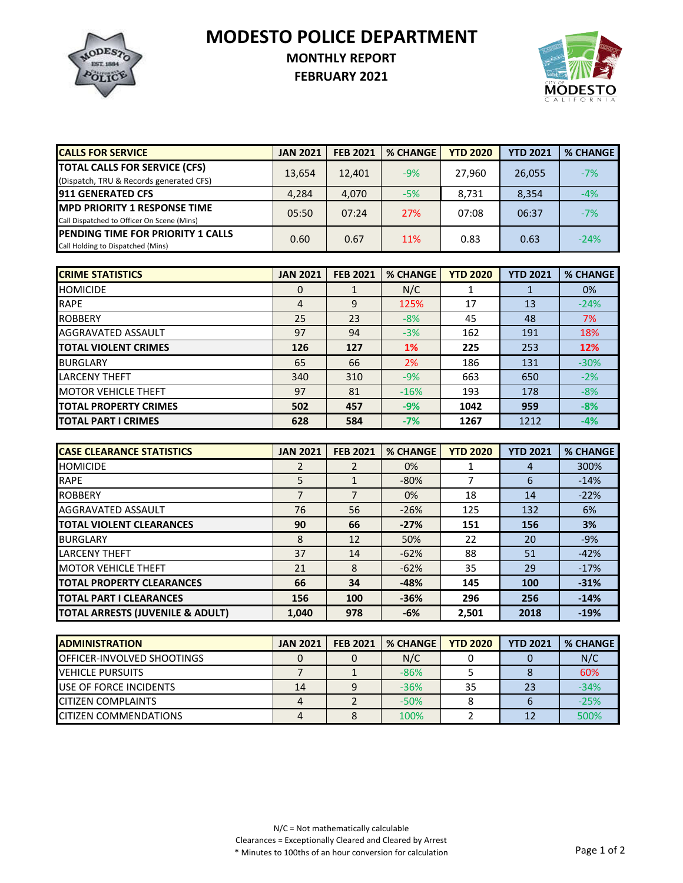# MODESTO POLICE DEPARTMENT

## MONTHLY REPORT

## FEBRUARY 2021

| CALLS FOR SERVICE | JAN 2021 | FEB 2021 | % CHANGE | YTD 2020 | YTD 2021 | % CHANGE |
|---|---|---|---|---|---|---|
| **TOTAL CALLS FOR SERVICE (CFS)** (Dispatch, TRU & Records generated CFS) | 13,654 | 12,401 | -9% | 27,960 | 26,055 | -7% |
| **911 GENERATED CFS** | 4,284 | 4,070 | -5% | 8,731 | 8,354 | -4% |
| **MPD PRIORITY 1 RESPONSE TIME** Call Dispatched to Officer On Scene (Mins) | 05:50 | 07:24 | 27% | 07:08 | 06:37 | -7% |
| **PENDING TIME FOR PRIORITY 1 CALLS** Call Holding to Dispatched (Mins) | 0.60 | 0.67 | 11% | 0.83 | 0.63 | -24% |

| CRIME STATISTICS | JAN 2021 | FEB 2021 | % CHANGE | YTD 2020 | YTD 2021 | % CHANGE |
|---|---|---|---|---|---|---|
| HOMICIDE | 0 | 1 | N/C | 1 | 1 | 0% |
| RAPE | 4 | 9 | 125% | 17 | 13 | -24% |
| ROBBERY | 25 | 23 | -8% | 45 | 48 | 7% |
| AGGRAVATED ASSAULT | 97 | 94 | -3% | 162 | 191 | 18% |
| **TOTAL VIOLENT CRIMES** | **126** | **127** | **1%** | **225** | **253** | **12%** |
| BURGLARY | 65 | 66 | 2% | 186 | 131 | -30% |
| LARCENY THEFT | 340 | 310 | -9% | 663 | 650 | -2% |
| MOTOR VEHICLE THEFT | 97 | 81 | -16% | 193 | 178 | -8% |
| **TOTAL PROPERTY CRIMES** | **502** | **457** | **-9%** | **1042** | **959** | **-8%** |
| **TOTAL PART I CRIMES** | **628** | **584** | **-7%** | **1267** | 1212 | **-4%** |

| CASE CLEARANCE STATISTICS | JAN 2021 | FEB 2021 | % CHANGE | YTD 2020 | YTD 2021 | % CHANGE |
|---|---|---|---|---|---|---|
| HOMICIDE | 2 | 2 | 0% | 1 | 4 | 300% |
| RAPE | 5 | 1 | -80% | 7 | 6 | -14% |
| ROBBERY | 7 | 7 | 0% | 18 | 14 | -22% |
| AGGRAVATED ASSAULT | 76 | 56 | -26% | 125 | 132 | 6% |
| **TOTAL VIOLENT CLEARANCES** | **90** | **66** | **-27%** | **151** | **156** | **3%** |
| BURGLARY | 8 | 12 | 50% | 22 | 20 | -9% |
| LARCENY THEFT | 37 | 14 | -62% | 88 | 51 | -42% |
| MOTOR VEHICLE THEFT | 21 | 8 | -62% | 35 | 29 | -17% |
| **TOTAL PROPERTY CLEARANCES** | **66** | **34** | **-48%** | **145** | **100** | **-31%** |
| **TOTAL PART I CLEARANCES** | **156** | **100** | **-36%** | **296** | **256** | **-14%** |
| **TOTAL ARRESTS (JUVENILE & ADULT)** | **1,040** | **978** | **-6%** | **2,501** | **2018** | **-19%** |

| ADMINISTRATION | JAN 2021 | FEB 2021 | % CHANGE | YTD 2020 | YTD 2021 | % CHANGE |
|---|---|---|---|---|---|---|
| OFFICER-INVOLVED SHOOTINGS | 0 | 0 | N/C | 0 | 0 | N/C |
| VEHICLE PURSUITS | 7 | 1 | -86% | 5 | 8 | 60% |
| USE OF FORCE INCIDENTS | 14 | 9 | -36% | 35 | 23 | -34% |
| CITIZEN COMPLAINTS | 4 | 2 | -50% | 8 | 6 | -25% |
| CITIZEN COMMENDATIONS | 4 | 8 | 100% | 2 | 12 | 500% |

N/C = Not mathematically calculable

Clearances = Exceptionally Cleared and Cleared by Arrest

* Minutes to 100ths of an hour conversion for calculation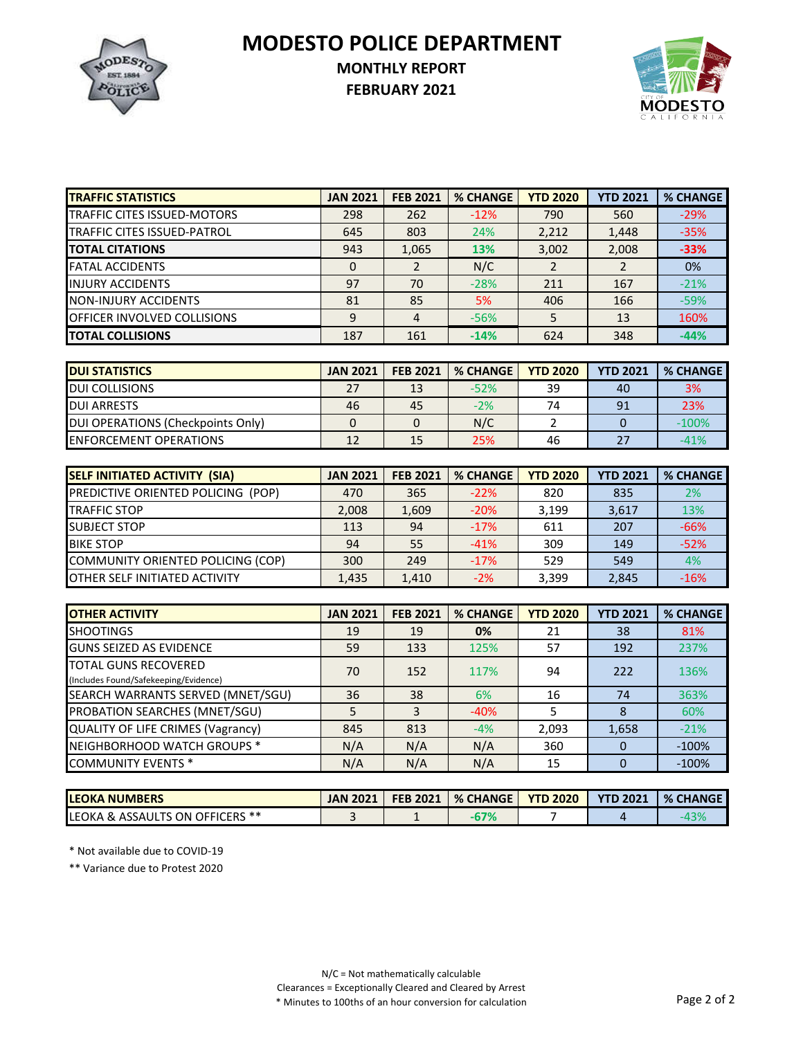# MODESTO POLICE DEPARTMENT

## MONTHLY REPORT

## FEBRUARY 2021

| TRAFFIC STATISTICS | JAN 2021 | FEB 2021 | % CHANGE | YTD 2020 | YTD 2021 | % CHANGE |
|---|---|---|---|---|---|---|
| TRAFFIC CITES ISSUED-MOTORS | 298 | 262 | -12% | 790 | 560 | -29% |
| TRAFFIC CITES ISSUED-PATROL | 645 | 803 | 24% | 2,212 | 1,448 | -35% |
| **TOTAL CITATIONS** | 943 | 1,065 | **13%** | 3,002 | 2,008 | **-33%** |
| FATAL ACCIDENTS | 0 | 2 | N/C | 2 | 2 | 0% |
| INJURY ACCIDENTS | 97 | 70 | -28% | 211 | 167 | -21% |
| NON-INJURY ACCIDENTS | 81 | 85 | 5% | 406 | 166 | -59% |
| OFFICER INVOLVED COLLISIONS | 9 | 4 | -56% | 5 | 13 | 160% |
| **TOTAL COLLISIONS** | 187 | 161 | **-14%** | 624 | 348 | **-44%** |

| DUI STATISTICS | JAN 2021 | FEB 2021 | % CHANGE | YTD 2020 | YTD 2021 | % CHANGE |
|---|---|---|---|---|---|---|
| DUI COLLISIONS | 27 | 13 | -52% | 39 | 40 | 3% |
| DUI ARRESTS | 46 | 45 | -2% | 74 | 91 | 23% |
| DUI OPERATIONS (Checkpoints Only) | 0 | 0 | N/C | 2 | 0 | -100% |
| ENFORCEMENT OPERATIONS | 12 | 15 | 25% | 46 | 27 | -41% |

| SELF INITIATED ACTIVITY (SIA) | JAN 2021 | FEB 2021 | % CHANGE | YTD 2020 | YTD 2021 | % CHANGE |
|---|---|---|---|---|---|---|
| PREDICTIVE ORIENTED POLICING (POP) | 470 | 365 | -22% | 820 | 835 | 2% |
| TRAFFIC STOP | 2,008 | 1,609 | -20% | 3,199 | 3,617 | 13% |
| SUBJECT STOP | 113 | 94 | -17% | 611 | 207 | -66% |
| BIKE STOP | 94 | 55 | -41% | 309 | 149 | -52% |
| COMMUNITY ORIENTED POLICING (COP) | 300 | 249 | -17% | 529 | 549 | 4% |
| OTHER SELF INITIATED ACTIVITY | 1,435 | 1,410 | -2% | 3,399 | 2,845 | -16% |

| OTHER ACTIVITY | JAN 2021 | FEB 2021 | % CHANGE | YTD 2020 | YTD 2021 | % CHANGE |
|---|---|---|---|---|---|---|
| SHOOTINGS | 19 | 19 | **0%** | 21 | 38 | 81% |
| GUNS SEIZED AS EVIDENCE | 59 | 133 | 125% | 57 | 192 | 237% |
| TOTAL GUNS RECOVERED (Includes Found/Safekeeping/Evidence) | 70 | 152 | 117% | 94 | 222 | 136% |
| SEARCH WARRANTS SERVED (MNET/SGU) | 36 | 38 | 6% | 16 | 74 | 363% |
| PROBATION SEARCHES (MNET/SGU) | 5 | 3 | -40% | 5 | 8 | 60% |
| QUALITY OF LIFE CRIMES (Vagrancy) | 845 | 813 | -4% | 2,093 | 1,658 | -21% |
| NEIGHBORHOOD WATCH GROUPS * | N/A | N/A | N/A | 360 | 0 | -100% |
| COMMUNITY EVENTS * | N/A | N/A | N/A | 15 | 0 | -100% |

| LEOKA NUMBERS | JAN 2021 | FEB 2021 | % CHANGE | YTD 2020 | YTD 2021 | % CHANGE |
|---|---|---|---|---|---|---|
| LEOKA & ASSAULTS ON OFFICERS ** | 3 | 1 | **-67%** | 7 | 4 | -43% |

* Not available due to COVID-19

** Variance due to Protest 2020

N/C = Not mathematically calculable

Clearances = Exceptionally Cleared and Cleared by Arrest

* Minutes to 100ths of an hour conversion for calculation